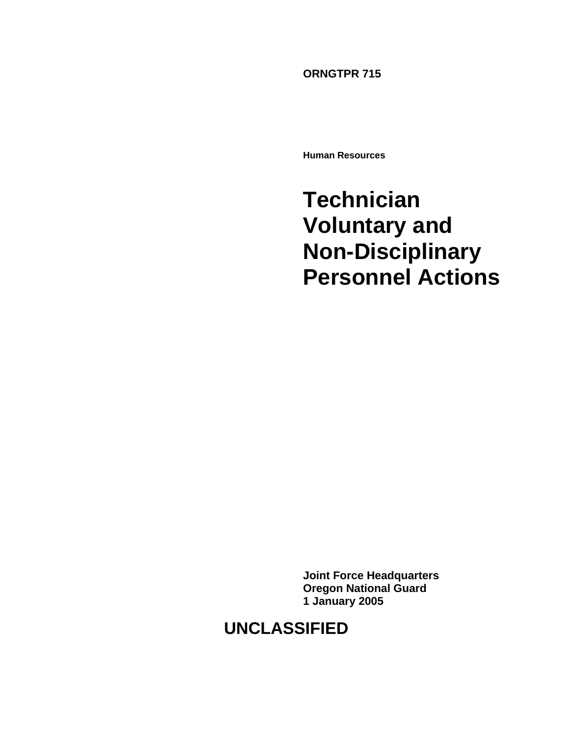**ORNGTPR 715**

**Human Resources**

# Technician Voluntary and Non-Disciplinary Personnel Actions

**Joint Force Headquarters**
**Oregon National Guard**
**1 January 2005**

**UNCLASSIFIED**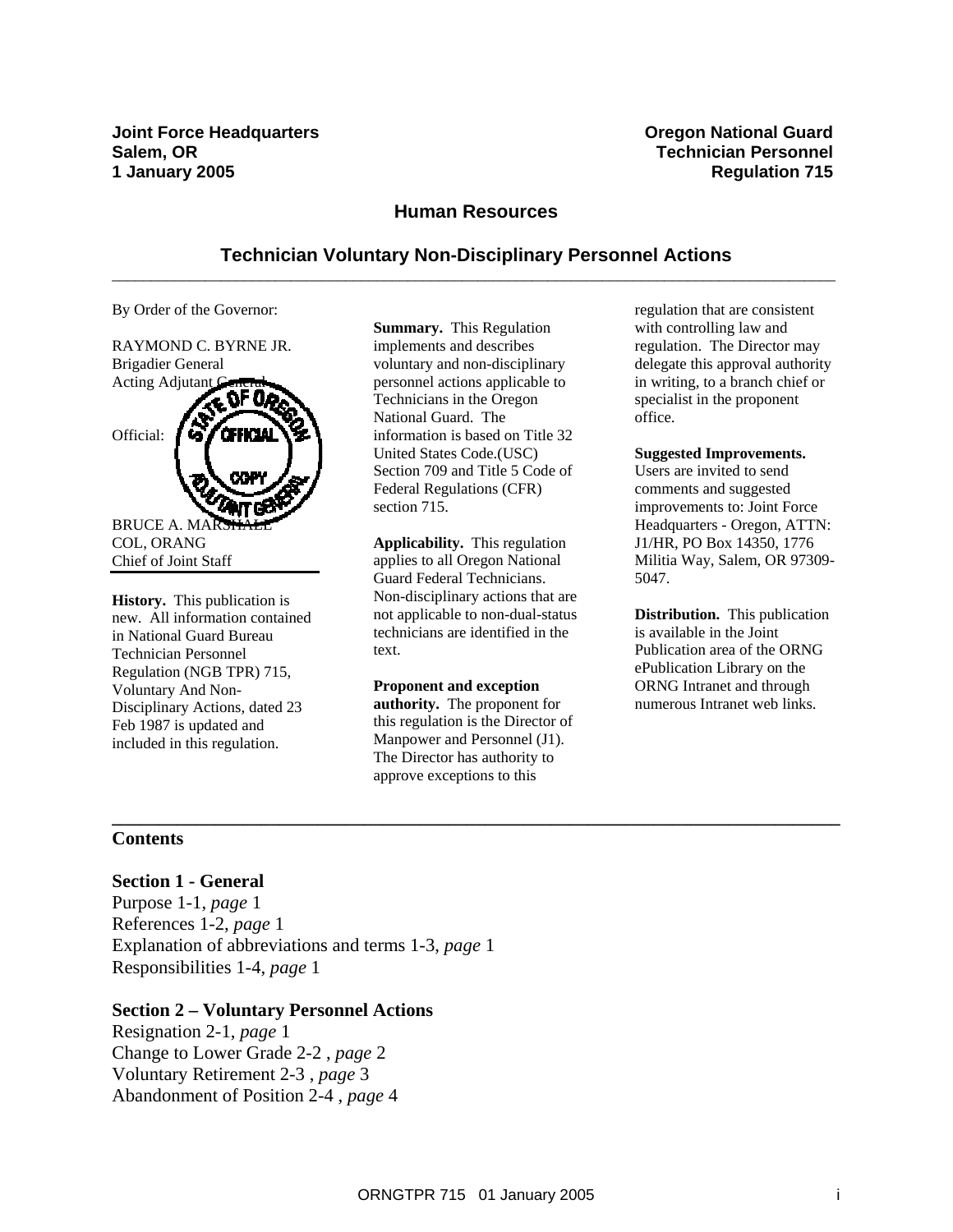**Joint Force Headquarters**
**Salem, OR**
**1 January 2005**

**Oregon National Guard**
**Technician Personnel**
**Regulation 715**

## Human Resources

## Technician Voluntary Non-Disciplinary Personnel Actions

By Order of the Governor:

RAYMOND C. BYRNE JR.
Brigadier General
Acting Adjutant General

Official:

BRUCE A. MARSHALL
COL, ORANG
Chief of Joint Staff

**History.** This publication is new. All information contained in National Guard Bureau Technician Personnel Regulation (NGB TPR) 715, Voluntary And Non-Disciplinary Actions, dated 23 Feb 1987 is updated and included in this regulation.

**Summary.** This Regulation implements and describes voluntary and non-disciplinary personnel actions applicable to Technicians in the Oregon National Guard. The information is based on Title 32 United States Code.(USC) Section 709 and Title 5 Code of Federal Regulations (CFR) section 715.

**Applicability.** This regulation applies to all Oregon National Guard Federal Technicians. Non-disciplinary actions that are not applicable to non-dual-status technicians are identified in the text.

**Proponent and exception authority.** The proponent for this regulation is the Director of Manpower and Personnel (J1). The Director has authority to approve exceptions to this regulation that are consistent with controlling law and regulation. The Director may delegate this approval authority in writing, to a branch chief or specialist in the proponent office.

**Suggested Improvements.** Users are invited to send comments and suggested improvements to: Joint Force Headquarters - Oregon, ATTN: J1/HR, PO Box 14350, 1776 Militia Way, Salem, OR 97309-5047.

**Distribution.** This publication is available in the Joint Publication area of the ORNG ePublication Library on the ORNG Intranet and through numerous Intranet web links.

---

**Contents**

**Section 1 - General**
Purpose 1-1, *page* 1
References 1-2, *page* 1
Explanation of abbreviations and terms 1-3, *page* 1
Responsibilities 1-4, *page* 1

**Section 2 – Voluntary Personnel Actions**
Resignation 2-1, *page* 1
Change to Lower Grade 2-2 , *page* 2
Voluntary Retirement 2-3 , *page* 3
Abandonment of Position 2-4 , *page* 4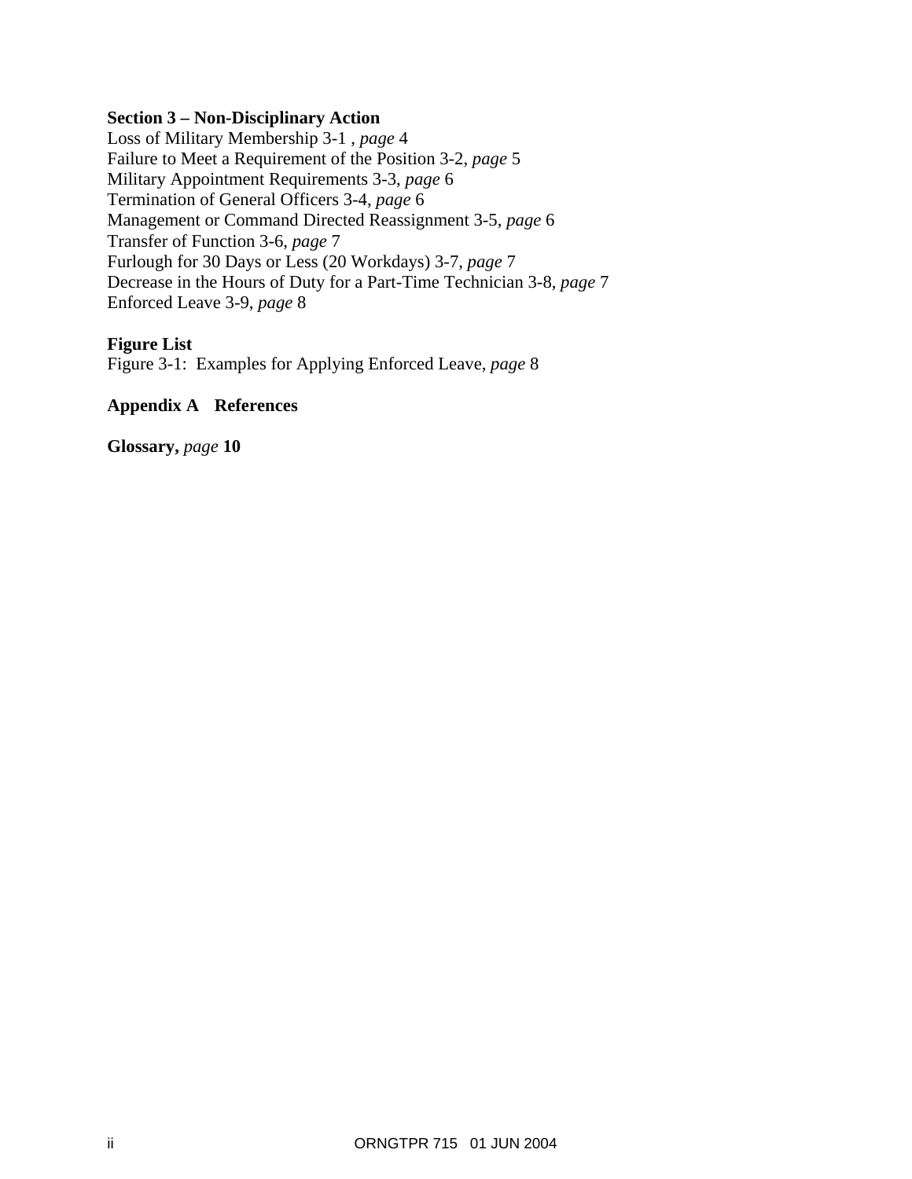**Section 3 – Non-Disciplinary Action**
Loss of Military Membership 3-1 , *page* 4
Failure to Meet a Requirement of the Position 3-2, *page* 5
Military Appointment Requirements 3-3, *page* 6
Termination of General Officers 3-4, *page* 6
Management or Command Directed Reassignment 3-5, *page* 6
Transfer of Function 3-6, *page* 7
Furlough for 30 Days or Less (20 Workdays) 3-7, *page* 7
Decrease in the Hours of Duty for a Part-Time Technician 3-8, *page* 7
Enforced Leave 3-9, *page* 8

**Figure List**
Figure 3-1: Examples for Applying Enforced Leave, *page* 8

**Appendix A References**

**Glossary,** *page* **10**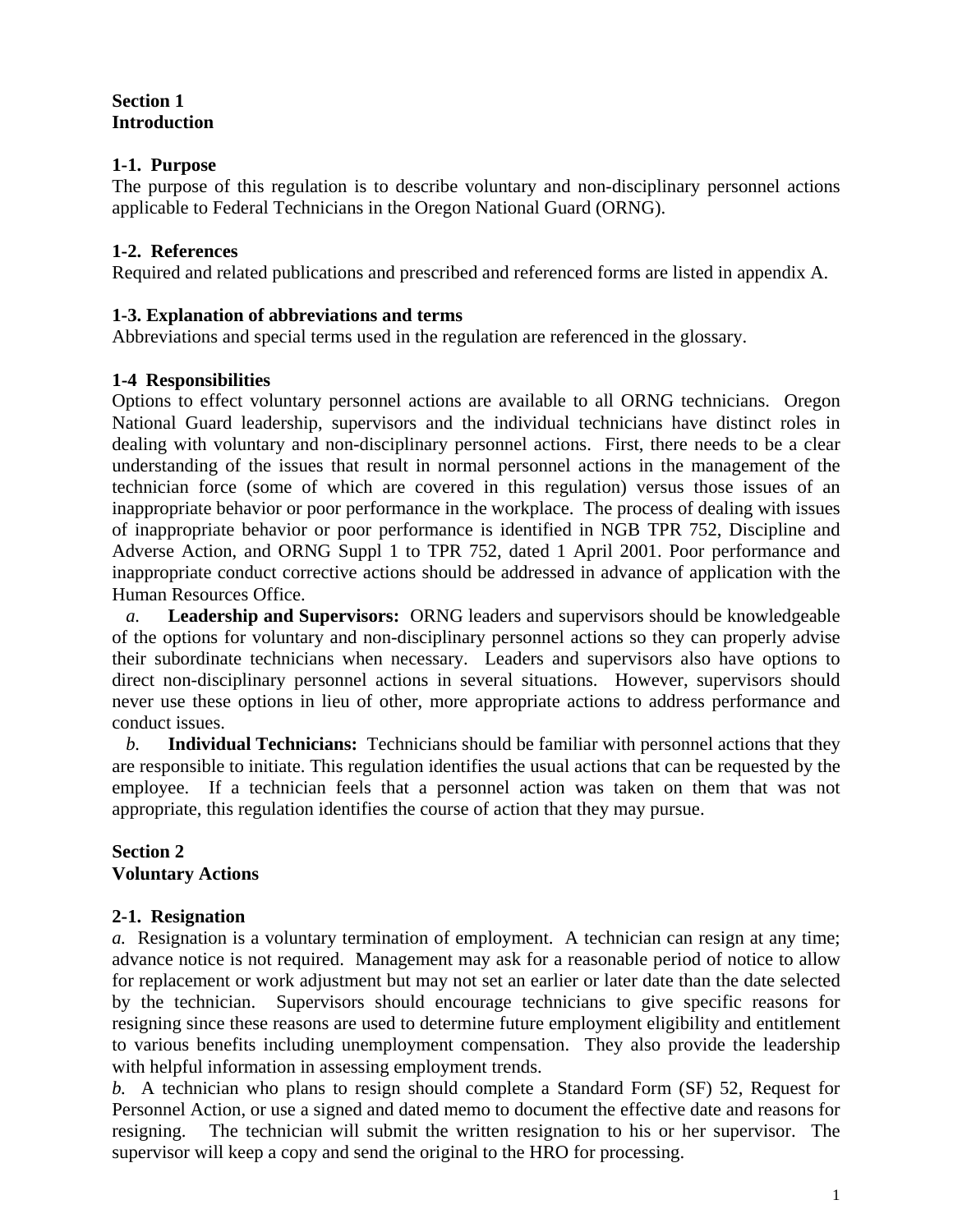**Section 1**
**Introduction**

**1-1. Purpose**
The purpose of this regulation is to describe voluntary and non-disciplinary personnel actions applicable to Federal Technicians in the Oregon National Guard (ORNG).

**1-2. References**
Required and related publications and prescribed and referenced forms are listed in appendix A.

**1-3. Explanation of abbreviations and terms**
Abbreviations and special terms used in the regulation are referenced in the glossary.

**1-4 Responsibilities**
Options to effect voluntary personnel actions are available to all ORNG technicians. Oregon National Guard leadership, supervisors and the individual technicians have distinct roles in dealing with voluntary and non-disciplinary personnel actions. First, there needs to be a clear understanding of the issues that result in normal personnel actions in the management of the technician force (some of which are covered in this regulation) versus those issues of an inappropriate behavior or poor performance in the workplace. The process of dealing with issues of inappropriate behavior or poor performance is identified in NGB TPR 752, Discipline and Adverse Action, and ORNG Suppl 1 to TPR 752, dated 1 April 2001. Poor performance and inappropriate conduct corrective actions should be addressed in advance of application with the Human Resources Office.

*a.* **Leadership and Supervisors:** ORNG leaders and supervisors should be knowledgeable of the options for voluntary and non-disciplinary personnel actions so they can properly advise their subordinate technicians when necessary. Leaders and supervisors also have options to direct non-disciplinary personnel actions in several situations. However, supervisors should never use these options in lieu of other, more appropriate actions to address performance and conduct issues.

*b.* **Individual Technicians:** Technicians should be familiar with personnel actions that they are responsible to initiate. This regulation identifies the usual actions that can be requested by the employee. If a technician feels that a personnel action was taken on them that was not appropriate, this regulation identifies the course of action that they may pursue.

**Section 2**
**Voluntary Actions**

**2-1. Resignation**
*a.* Resignation is a voluntary termination of employment. A technician can resign at any time; advance notice is not required. Management may ask for a reasonable period of notice to allow for replacement or work adjustment but may not set an earlier or later date than the date selected by the technician. Supervisors should encourage technicians to give specific reasons for resigning since these reasons are used to determine future employment eligibility and entitlement to various benefits including unemployment compensation. They also provide the leadership with helpful information in assessing employment trends.
*b.* A technician who plans to resign should complete a Standard Form (SF) 52, Request for Personnel Action, or use a signed and dated memo to document the effective date and reasons for resigning. The technician will submit the written resignation to his or her supervisor. The supervisor will keep a copy and send the original to the HRO for processing.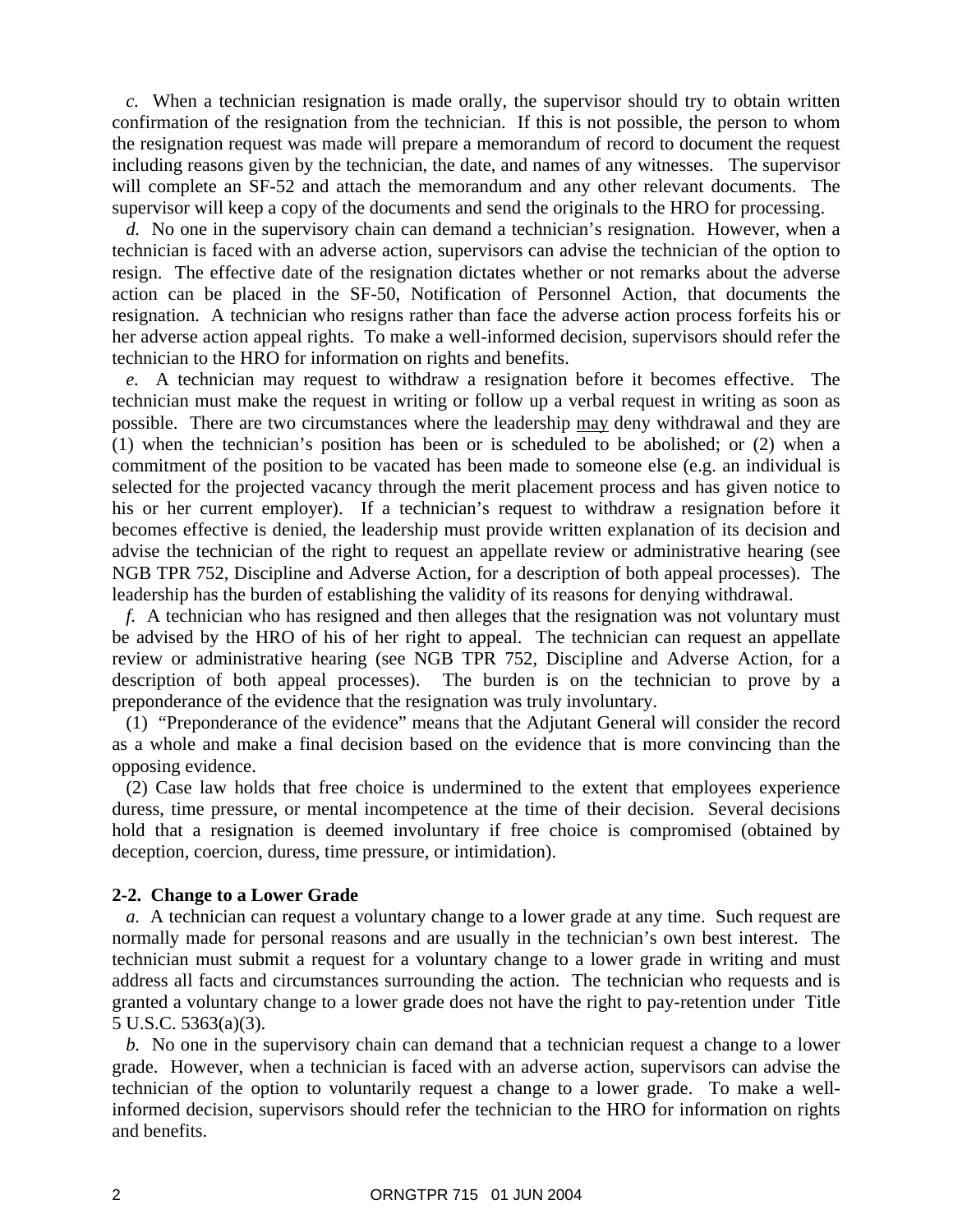*c.* When a technician resignation is made orally, the supervisor should try to obtain written confirmation of the resignation from the technician. If this is not possible, the person to whom the resignation request was made will prepare a memorandum of record to document the request including reasons given by the technician, the date, and names of any witnesses. The supervisor will complete an SF-52 and attach the memorandum and any other relevant documents. The supervisor will keep a copy of the documents and send the originals to the HRO for processing.

*d.* No one in the supervisory chain can demand a technician's resignation. However, when a technician is faced with an adverse action, supervisors can advise the technician of the option to resign. The effective date of the resignation dictates whether or not remarks about the adverse action can be placed in the SF-50, Notification of Personnel Action, that documents the resignation. A technician who resigns rather than face the adverse action process forfeits his or her adverse action appeal rights. To make a well-informed decision, supervisors should refer the technician to the HRO for information on rights and benefits.

*e.* A technician may request to withdraw a resignation before it becomes effective. The technician must make the request in writing or follow up a verbal request in writing as soon as possible. There are two circumstances where the leadership <u>may</u> deny withdrawal and they are (1) when the technician's position has been or is scheduled to be abolished; or (2) when a commitment of the position to be vacated has been made to someone else (e.g. an individual is selected for the projected vacancy through the merit placement process and has given notice to his or her current employer). If a technician's request to withdraw a resignation before it becomes effective is denied, the leadership must provide written explanation of its decision and advise the technician of the right to request an appellate review or administrative hearing (see NGB TPR 752, Discipline and Adverse Action, for a description of both appeal processes). The leadership has the burden of establishing the validity of its reasons for denying withdrawal.

*f.* A technician who has resigned and then alleges that the resignation was not voluntary must be advised by the HRO of his of her right to appeal. The technician can request an appellate review or administrative hearing (see NGB TPR 752, Discipline and Adverse Action, for a description of both appeal processes). The burden is on the technician to prove by a preponderance of the evidence that the resignation was truly involuntary.

(1) "Preponderance of the evidence" means that the Adjutant General will consider the record as a whole and make a final decision based on the evidence that is more convincing than the opposing evidence.

(2) Case law holds that free choice is undermined to the extent that employees experience duress, time pressure, or mental incompetence at the time of their decision. Several decisions hold that a resignation is deemed involuntary if free choice is compromised (obtained by deception, coercion, duress, time pressure, or intimidation).

**2-2. Change to a Lower Grade**

*a.* A technician can request a voluntary change to a lower grade at any time. Such request are normally made for personal reasons and are usually in the technician's own best interest. The technician must submit a request for a voluntary change to a lower grade in writing and must address all facts and circumstances surrounding the action. The technician who requests and is granted a voluntary change to a lower grade does not have the right to pay-retention under Title 5 U.S.C. 5363(a)(3).

*b.* No one in the supervisory chain can demand that a technician request a change to a lower grade. However, when a technician is faced with an adverse action, supervisors can advise the technician of the option to voluntarily request a change to a lower grade. To make a well-informed decision, supervisors should refer the technician to the HRO for information on rights and benefits.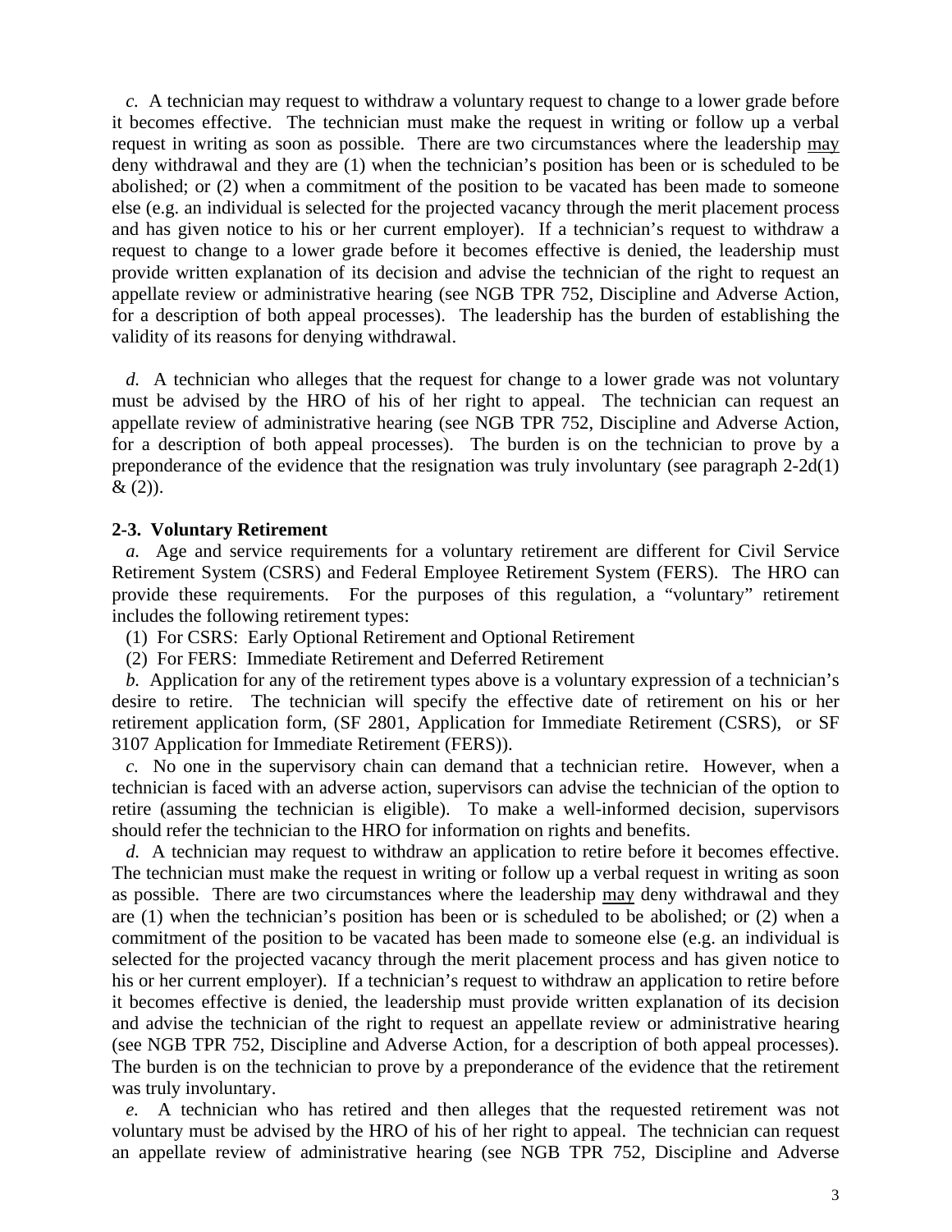*c.* A technician may request to withdraw a voluntary request to change to a lower grade before it becomes effective. The technician must make the request in writing or follow up a verbal request in writing as soon as possible. There are two circumstances where the leadership <u>may</u> deny withdrawal and they are (1) when the technician's position has been or is scheduled to be abolished; or (2) when a commitment of the position to be vacated has been made to someone else (e.g. an individual is selected for the projected vacancy through the merit placement process and has given notice to his or her current employer). If a technician's request to withdraw a request to change to a lower grade before it becomes effective is denied, the leadership must provide written explanation of its decision and advise the technician of the right to request an appellate review or administrative hearing (see NGB TPR 752, Discipline and Adverse Action, for a description of both appeal processes). The leadership has the burden of establishing the validity of its reasons for denying withdrawal.

*d.* A technician who alleges that the request for change to a lower grade was not voluntary must be advised by the HRO of his of her right to appeal. The technician can request an appellate review of administrative hearing (see NGB TPR 752, Discipline and Adverse Action, for a description of both appeal processes). The burden is on the technician to prove by a preponderance of the evidence that the resignation was truly involuntary (see paragraph 2-2d(1) & (2)).

**2-3. Voluntary Retirement**

*a.* Age and service requirements for a voluntary retirement are different for Civil Service Retirement System (CSRS) and Federal Employee Retirement System (FERS). The HRO can provide these requirements. For the purposes of this regulation, a "voluntary" retirement includes the following retirement types:

(1) For CSRS: Early Optional Retirement and Optional Retirement

(2) For FERS: Immediate Retirement and Deferred Retirement

*b.* Application for any of the retirement types above is a voluntary expression of a technician's desire to retire. The technician will specify the effective date of retirement on his or her retirement application form, (SF 2801, Application for Immediate Retirement (CSRS), or SF 3107 Application for Immediate Retirement (FERS)).

*c.* No one in the supervisory chain can demand that a technician retire. However, when a technician is faced with an adverse action, supervisors can advise the technician of the option to retire (assuming the technician is eligible). To make a well-informed decision, supervisors should refer the technician to the HRO for information on rights and benefits.

*d.* A technician may request to withdraw an application to retire before it becomes effective. The technician must make the request in writing or follow up a verbal request in writing as soon as possible. There are two circumstances where the leadership <u>may</u> deny withdrawal and they are (1) when the technician's position has been or is scheduled to be abolished; or (2) when a commitment of the position to be vacated has been made to someone else (e.g. an individual is selected for the projected vacancy through the merit placement process and has given notice to his or her current employer). If a technician's request to withdraw an application to retire before it becomes effective is denied, the leadership must provide written explanation of its decision and advise the technician of the right to request an appellate review or administrative hearing (see NGB TPR 752, Discipline and Adverse Action, for a description of both appeal processes). The burden is on the technician to prove by a preponderance of the evidence that the retirement was truly involuntary.

*e.* A technician who has retired and then alleges that the requested retirement was not voluntary must be advised by the HRO of his of her right to appeal. The technician can request an appellate review of administrative hearing (see NGB TPR 752, Discipline and Adverse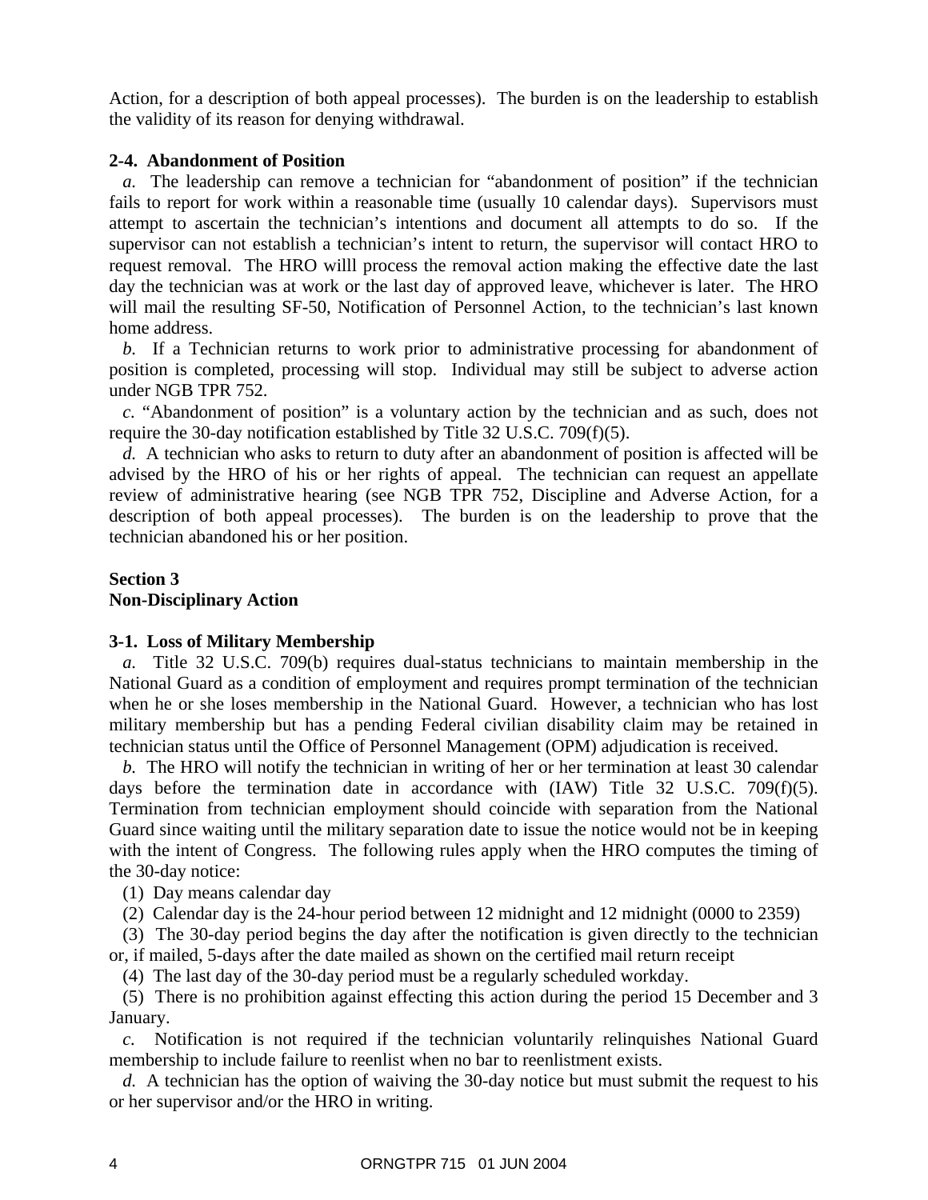Action, for a description of both appeal processes). The burden is on the leadership to establish the validity of its reason for denying withdrawal.

**2-4. Abandonment of Position**

*a.* The leadership can remove a technician for "abandonment of position" if the technician fails to report for work within a reasonable time (usually 10 calendar days). Supervisors must attempt to ascertain the technician's intentions and document all attempts to do so. If the supervisor can not establish a technician's intent to return, the supervisor will contact HRO to request removal. The HRO willl process the removal action making the effective date the last day the technician was at work or the last day of approved leave, whichever is later. The HRO will mail the resulting SF-50, Notification of Personnel Action, to the technician's last known home address.

*b.* If a Technician returns to work prior to administrative processing for abandonment of position is completed, processing will stop. Individual may still be subject to adverse action under NGB TPR 752.

*c.* "Abandonment of position" is a voluntary action by the technician and as such, does not require the 30-day notification established by Title 32 U.S.C. 709(f)(5).

*d.* A technician who asks to return to duty after an abandonment of position is affected will be advised by the HRO of his or her rights of appeal. The technician can request an appellate review of administrative hearing (see NGB TPR 752, Discipline and Adverse Action, for a description of both appeal processes). The burden is on the leadership to prove that the technician abandoned his or her position.

## Section 3
## Non-Disciplinary Action

**3-1. Loss of Military Membership**

*a.* Title 32 U.S.C. 709(b) requires dual-status technicians to maintain membership in the National Guard as a condition of employment and requires prompt termination of the technician when he or she loses membership in the National Guard. However, a technician who has lost military membership but has a pending Federal civilian disability claim may be retained in technician status until the Office of Personnel Management (OPM) adjudication is received.

*b.* The HRO will notify the technician in writing of her or her termination at least 30 calendar days before the termination date in accordance with (IAW) Title 32 U.S.C. 709(f)(5). Termination from technician employment should coincide with separation from the National Guard since waiting until the military separation date to issue the notice would not be in keeping with the intent of Congress. The following rules apply when the HRO computes the timing of the 30-day notice:

(1) Day means calendar day

(2) Calendar day is the 24-hour period between 12 midnight and 12 midnight (0000 to 2359)

(3) The 30-day period begins the day after the notification is given directly to the technician or, if mailed, 5-days after the date mailed as shown on the certified mail return receipt

(4) The last day of the 30-day period must be a regularly scheduled workday.

(5) There is no prohibition against effecting this action during the period 15 December and 3 January.

*c.* Notification is not required if the technician voluntarily relinquishes National Guard membership to include failure to reenlist when no bar to reenlistment exists.

*d.* A technician has the option of waiving the 30-day notice but must submit the request to his or her supervisor and/or the HRO in writing.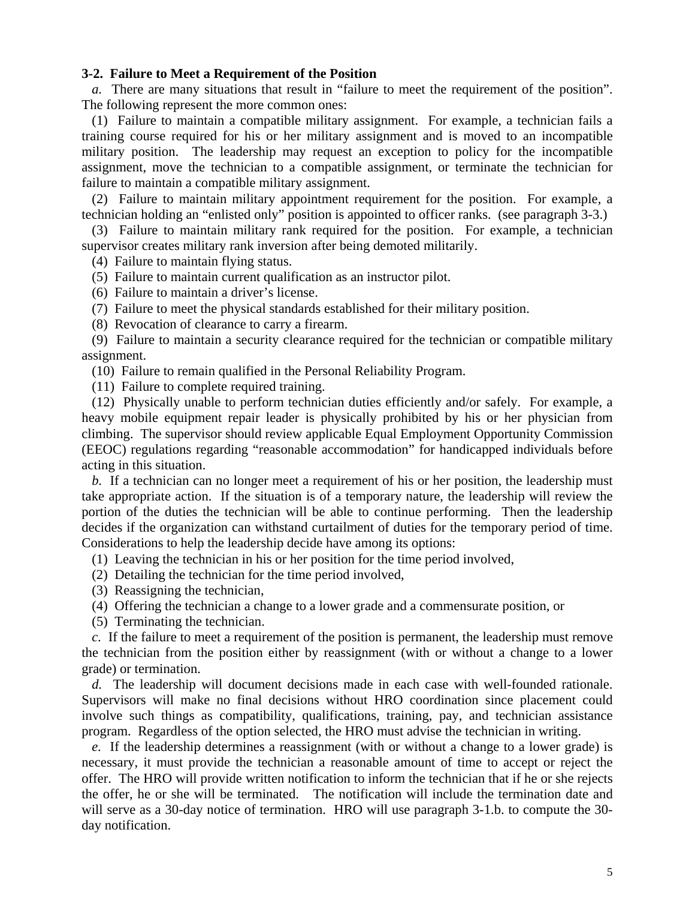**3-2. Failure to Meet a Requirement of the Position**

*a.* There are many situations that result in "failure to meet the requirement of the position". The following represent the more common ones:

(1) Failure to maintain a compatible military assignment. For example, a technician fails a training course required for his or her military assignment and is moved to an incompatible military position. The leadership may request an exception to policy for the incompatible assignment, move the technician to a compatible assignment, or terminate the technician for failure to maintain a compatible military assignment.

(2) Failure to maintain military appointment requirement for the position. For example, a technician holding an "enlisted only" position is appointed to officer ranks. (see paragraph 3-3.)

(3) Failure to maintain military rank required for the position. For example, a technician supervisor creates military rank inversion after being demoted militarily.

(4) Failure to maintain flying status.

(5) Failure to maintain current qualification as an instructor pilot.

(6) Failure to maintain a driver's license.

(7) Failure to meet the physical standards established for their military position.

(8) Revocation of clearance to carry a firearm.

(9) Failure to maintain a security clearance required for the technician or compatible military assignment.

(10) Failure to remain qualified in the Personal Reliability Program.

(11) Failure to complete required training.

(12) Physically unable to perform technician duties efficiently and/or safely. For example, a heavy mobile equipment repair leader is physically prohibited by his or her physician from climbing. The supervisor should review applicable Equal Employment Opportunity Commission (EEOC) regulations regarding "reasonable accommodation" for handicapped individuals before acting in this situation.

*b.* If a technician can no longer meet a requirement of his or her position, the leadership must take appropriate action. If the situation is of a temporary nature, the leadership will review the portion of the duties the technician will be able to continue performing. Then the leadership decides if the organization can withstand curtailment of duties for the temporary period of time. Considerations to help the leadership decide have among its options:

(1) Leaving the technician in his or her position for the time period involved,

(2) Detailing the technician for the time period involved,

(3) Reassigning the technician,

(4) Offering the technician a change to a lower grade and a commensurate position, or

(5) Terminating the technician.

*c.* If the failure to meet a requirement of the position is permanent, the leadership must remove the technician from the position either by reassignment (with or without a change to a lower grade) or termination.

*d.* The leadership will document decisions made in each case with well-founded rationale. Supervisors will make no final decisions without HRO coordination since placement could involve such things as compatibility, qualifications, training, pay, and technician assistance program. Regardless of the option selected, the HRO must advise the technician in writing.

*e.* If the leadership determines a reassignment (with or without a change to a lower grade) is necessary, it must provide the technician a reasonable amount of time to accept or reject the offer. The HRO will provide written notification to inform the technician that if he or she rejects the offer, he or she will be terminated. The notification will include the termination date and will serve as a 30-day notice of termination. HRO will use paragraph 3-1.b. to compute the 30-day notification.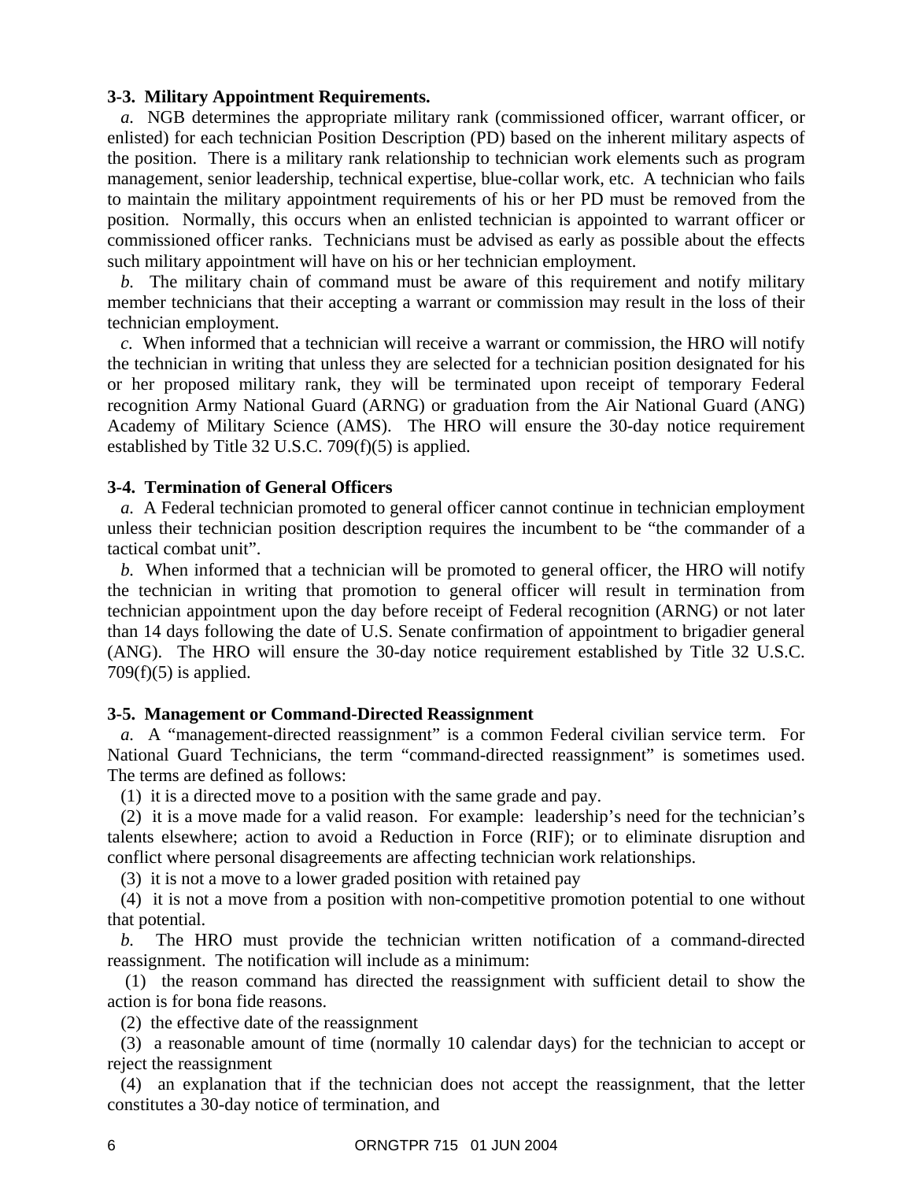**3-3. Military Appointment Requirements.**

*a.* NGB determines the appropriate military rank (commissioned officer, warrant officer, or enlisted) for each technician Position Description (PD) based on the inherent military aspects of the position. There is a military rank relationship to technician work elements such as program management, senior leadership, technical expertise, blue-collar work, etc. A technician who fails to maintain the military appointment requirements of his or her PD must be removed from the position. Normally, this occurs when an enlisted technician is appointed to warrant officer or commissioned officer ranks. Technicians must be advised as early as possible about the effects such military appointment will have on his or her technician employment.

*b.* The military chain of command must be aware of this requirement and notify military member technicians that their accepting a warrant or commission may result in the loss of their technician employment.

*c.* When informed that a technician will receive a warrant or commission, the HRO will notify the technician in writing that unless they are selected for a technician position designated for his or her proposed military rank, they will be terminated upon receipt of temporary Federal recognition Army National Guard (ARNG) or graduation from the Air National Guard (ANG) Academy of Military Science (AMS). The HRO will ensure the 30-day notice requirement established by Title 32 U.S.C. 709(f)(5) is applied.

**3-4. Termination of General Officers**

*a.* A Federal technician promoted to general officer cannot continue in technician employment unless their technician position description requires the incumbent to be "the commander of a tactical combat unit".

*b.* When informed that a technician will be promoted to general officer, the HRO will notify the technician in writing that promotion to general officer will result in termination from technician appointment upon the day before receipt of Federal recognition (ARNG) or not later than 14 days following the date of U.S. Senate confirmation of appointment to brigadier general (ANG). The HRO will ensure the 30-day notice requirement established by Title 32 U.S.C. 709(f)(5) is applied.

**3-5. Management or Command-Directed Reassignment**

*a.* A "management-directed reassignment" is a common Federal civilian service term. For National Guard Technicians, the term "command-directed reassignment" is sometimes used. The terms are defined as follows:

(1) it is a directed move to a position with the same grade and pay.

(2) it is a move made for a valid reason. For example: leadership's need for the technician's talents elsewhere; action to avoid a Reduction in Force (RIF); or to eliminate disruption and conflict where personal disagreements are affecting technician work relationships.

(3) it is not a move to a lower graded position with retained pay

(4) it is not a move from a position with non-competitive promotion potential to one without that potential.

*b.* The HRO must provide the technician written notification of a command-directed reassignment. The notification will include as a minimum:

(1) the reason command has directed the reassignment with sufficient detail to show the action is for bona fide reasons.

(2) the effective date of the reassignment

(3) a reasonable amount of time (normally 10 calendar days) for the technician to accept or reject the reassignment

(4) an explanation that if the technician does not accept the reassignment, that the letter constitutes a 30-day notice of termination, and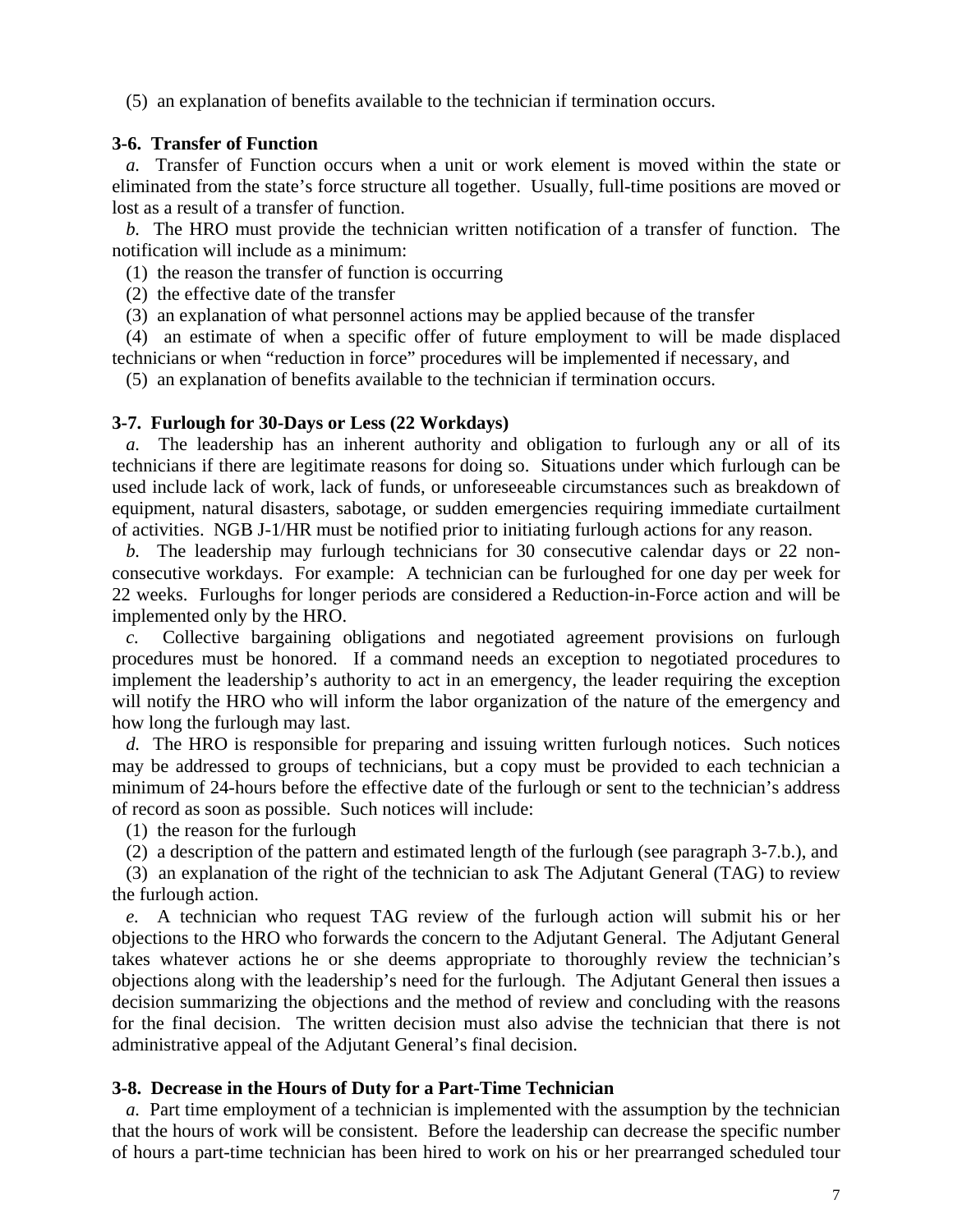(5) an explanation of benefits available to the technician if termination occurs.

**3-6. Transfer of Function**

*a.* Transfer of Function occurs when a unit or work element is moved within the state or eliminated from the state's force structure all together. Usually, full-time positions are moved or lost as a result of a transfer of function.

*b.* The HRO must provide the technician written notification of a transfer of function. The notification will include as a minimum:

(1) the reason the transfer of function is occurring

(2) the effective date of the transfer

(3) an explanation of what personnel actions may be applied because of the transfer

(4) an estimate of when a specific offer of future employment to will be made displaced technicians or when "reduction in force" procedures will be implemented if necessary, and

(5) an explanation of benefits available to the technician if termination occurs.

**3-7. Furlough for 30-Days or Less (22 Workdays)**

*a.* The leadership has an inherent authority and obligation to furlough any or all of its technicians if there are legitimate reasons for doing so. Situations under which furlough can be used include lack of work, lack of funds, or unforeseeable circumstances such as breakdown of equipment, natural disasters, sabotage, or sudden emergencies requiring immediate curtailment of activities. NGB J-1/HR must be notified prior to initiating furlough actions for any reason.

*b.* The leadership may furlough technicians for 30 consecutive calendar days or 22 non-consecutive workdays. For example: A technician can be furloughed for one day per week for 22 weeks. Furloughs for longer periods are considered a Reduction-in-Force action and will be implemented only by the HRO.

*c.* Collective bargaining obligations and negotiated agreement provisions on furlough procedures must be honored. If a command needs an exception to negotiated procedures to implement the leadership's authority to act in an emergency, the leader requiring the exception will notify the HRO who will inform the labor organization of the nature of the emergency and how long the furlough may last.

*d.* The HRO is responsible for preparing and issuing written furlough notices. Such notices may be addressed to groups of technicians, but a copy must be provided to each technician a minimum of 24-hours before the effective date of the furlough or sent to the technician's address of record as soon as possible. Such notices will include:

(1) the reason for the furlough

(2) a description of the pattern and estimated length of the furlough (see paragraph 3-7.b.), and

(3) an explanation of the right of the technician to ask The Adjutant General (TAG) to review the furlough action.

*e.* A technician who request TAG review of the furlough action will submit his or her objections to the HRO who forwards the concern to the Adjutant General. The Adjutant General takes whatever actions he or she deems appropriate to thoroughly review the technician's objections along with the leadership's need for the furlough. The Adjutant General then issues a decision summarizing the objections and the method of review and concluding with the reasons for the final decision. The written decision must also advise the technician that there is not administrative appeal of the Adjutant General's final decision.

**3-8. Decrease in the Hours of Duty for a Part-Time Technician**

*a.* Part time employment of a technician is implemented with the assumption by the technician that the hours of work will be consistent. Before the leadership can decrease the specific number of hours a part-time technician has been hired to work on his or her prearranged scheduled tour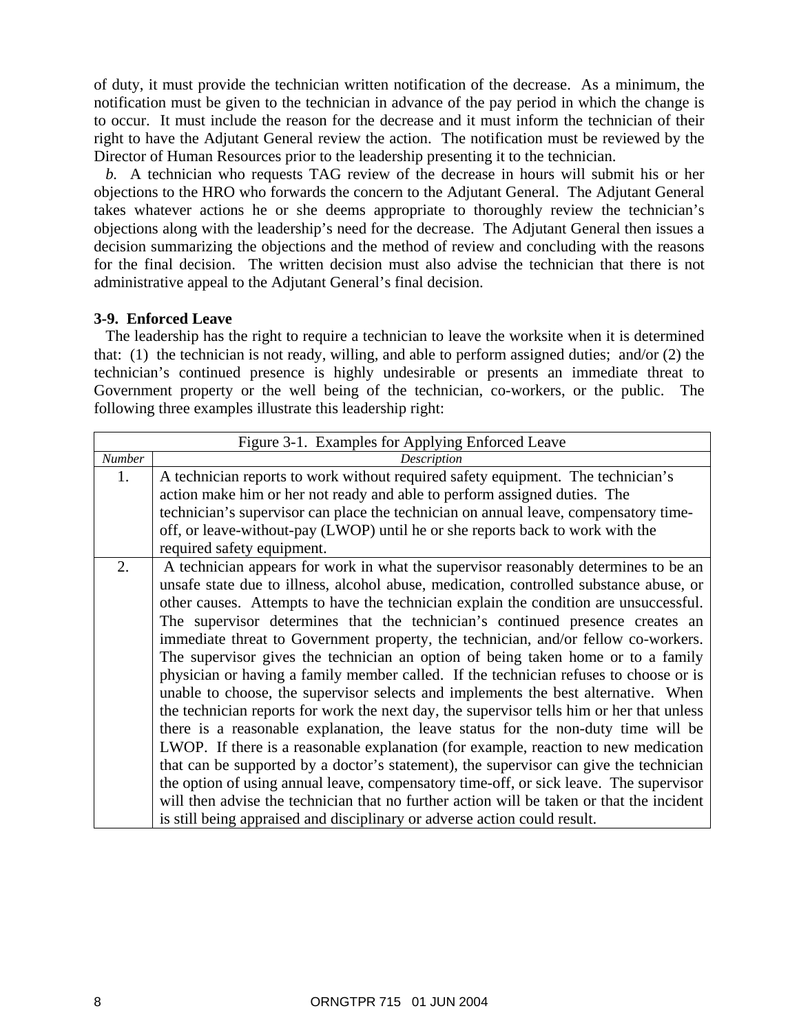of duty, it must provide the technician written notification of the decrease. As a minimum, the notification must be given to the technician in advance of the pay period in which the change is to occur. It must include the reason for the decrease and it must inform the technician of their right to have the Adjutant General review the action. The notification must be reviewed by the Director of Human Resources prior to the leadership presenting it to the technician.

*b.* A technician who requests TAG review of the decrease in hours will submit his or her objections to the HRO who forwards the concern to the Adjutant General. The Adjutant General takes whatever actions he or she deems appropriate to thoroughly review the technician's objections along with the leadership's need for the decrease. The Adjutant General then issues a decision summarizing the objections and the method of review and concluding with the reasons for the final decision. The written decision must also advise the technician that there is not administrative appeal to the Adjutant General's final decision.

**3-9. Enforced Leave**

The leadership has the right to require a technician to leave the worksite when it is determined that: (1) the technician is not ready, willing, and able to perform assigned duties; and/or (2) the technician's continued presence is highly undesirable or presents an immediate threat to Government property or the well being of the technician, co-workers, or the public. The following three examples illustrate this leadership right:

| Figure 3-1. Examples for Applying Enforced Leave | |
|---|---|
| *Number* | *Description* |
| 1. | A technician reports to work without required safety equipment. The technician's action make him or her not ready and able to perform assigned duties. The technician's supervisor can place the technician on annual leave, compensatory time-off, or leave-without-pay (LWOP) until he or she reports back to work with the required safety equipment. |
| 2. | A technician appears for work in what the supervisor reasonably determines to be an unsafe state due to illness, alcohol abuse, medication, controlled substance abuse, or other causes. Attempts to have the technician explain the condition are unsuccessful. The supervisor determines that the technician's continued presence creates an immediate threat to Government property, the technician, and/or fellow co-workers. The supervisor gives the technician an option of being taken home or to a family physician or having a family member called. If the technician refuses to choose or is unable to choose, the supervisor selects and implements the best alternative. When the technician reports for work the next day, the supervisor tells him or her that unless there is a reasonable explanation, the leave status for the non-duty time will be LWOP. If there is a reasonable explanation (for example, reaction to new medication that can be supported by a doctor's statement), the supervisor can give the technician the option of using annual leave, compensatory time-off, or sick leave. The supervisor will then advise the technician that no further action will be taken or that the incident is still being appraised and disciplinary or adverse action could result. |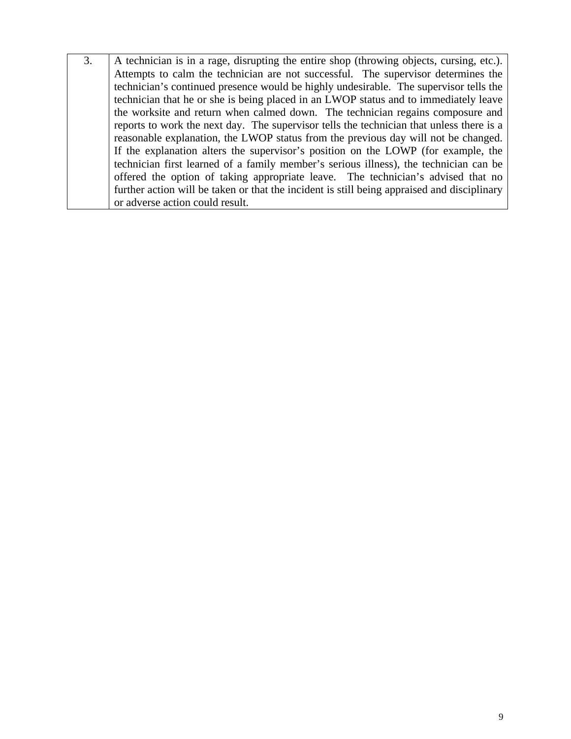| | |
|---|---|
| 3. | A technician is in a rage, disrupting the entire shop (throwing objects, cursing, etc.). Attempts to calm the technician are not successful. The supervisor determines the technician's continued presence would be highly undesirable. The supervisor tells the technician that he or she is being placed in an LWOP status and to immediately leave the worksite and return when calmed down. The technician regains composure and reports to work the next day. The supervisor tells the technician that unless there is a reasonable explanation, the LWOP status from the previous day will not be changed. If the explanation alters the supervisor's position on the LOWP (for example, the technician first learned of a family member's serious illness), the technician can be offered the option of taking appropriate leave. The technician's advised that no further action will be taken or that the incident is still being appraised and disciplinary or adverse action could result. |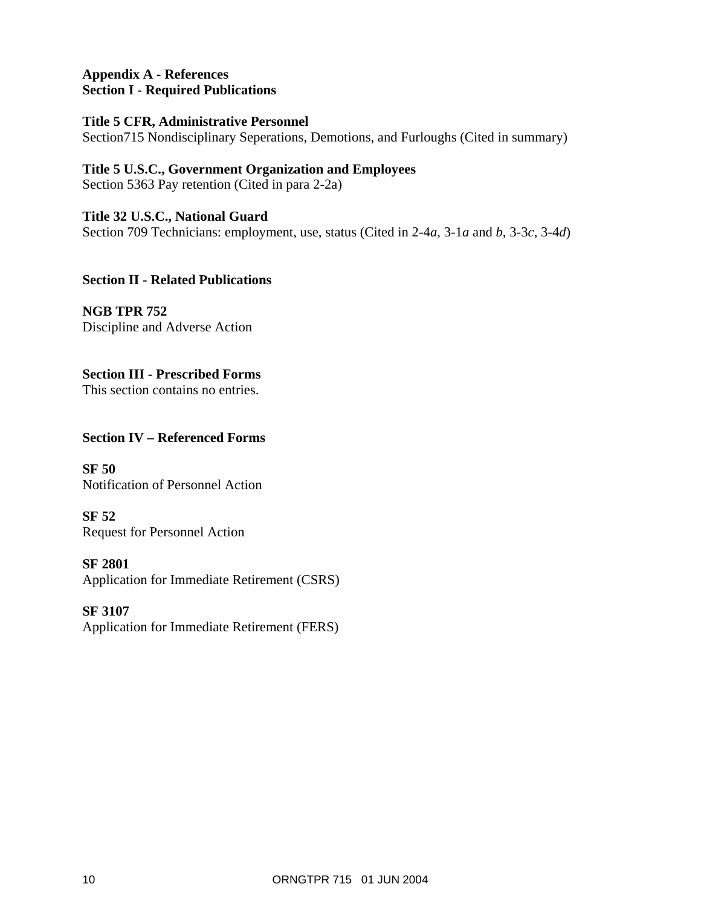## Appendix A - References
### Section I - Required Publications

**Title 5 CFR, Administrative Personnel**
Section715 Nondisciplinary Seperations, Demotions, and Furloughs (Cited in summary)

**Title 5 U.S.C., Government Organization and Employees**
Section 5363 Pay retention (Cited in para 2-2a)

**Title 32 U.S.C., National Guard**
Section 709 Technicians: employment, use, status (Cited in 2-4*a*, 3-1*a* and *b*, 3-3*c*, 3-4*d*)

### Section II - Related Publications

**NGB TPR 752**
Discipline and Adverse Action

### Section III - Prescribed Forms
This section contains no entries.

### Section IV – Referenced Forms

**SF 50**
Notification of Personnel Action

**SF 52**
Request for Personnel Action

**SF 2801**
Application for Immediate Retirement (CSRS)

**SF 3107**
Application for Immediate Retirement (FERS)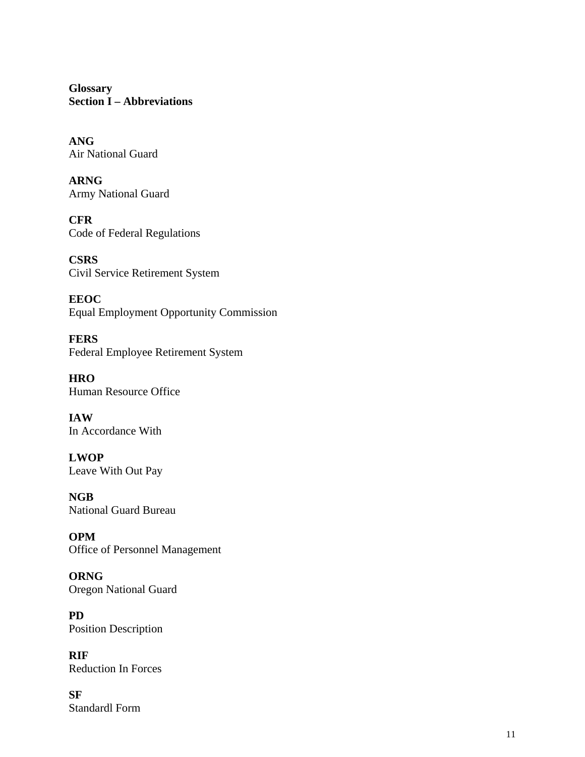**Glossary**
**Section I – Abbreviations**

**ANG**
Air National Guard

**ARNG**
Army National Guard

**CFR**
Code of Federal Regulations

**CSRS**
Civil Service Retirement System

**EEOC**
Equal Employment Opportunity Commission

**FERS**
Federal Employee Retirement System

**HRO**
Human Resource Office

**IAW**
In Accordance With

**LWOP**
Leave With Out Pay

**NGB**
National Guard Bureau

**OPM**
Office of Personnel Management

**ORNG**
Oregon National Guard

**PD**
Position Description

**RIF**
Reduction In Forces

**SF**
Standardl Form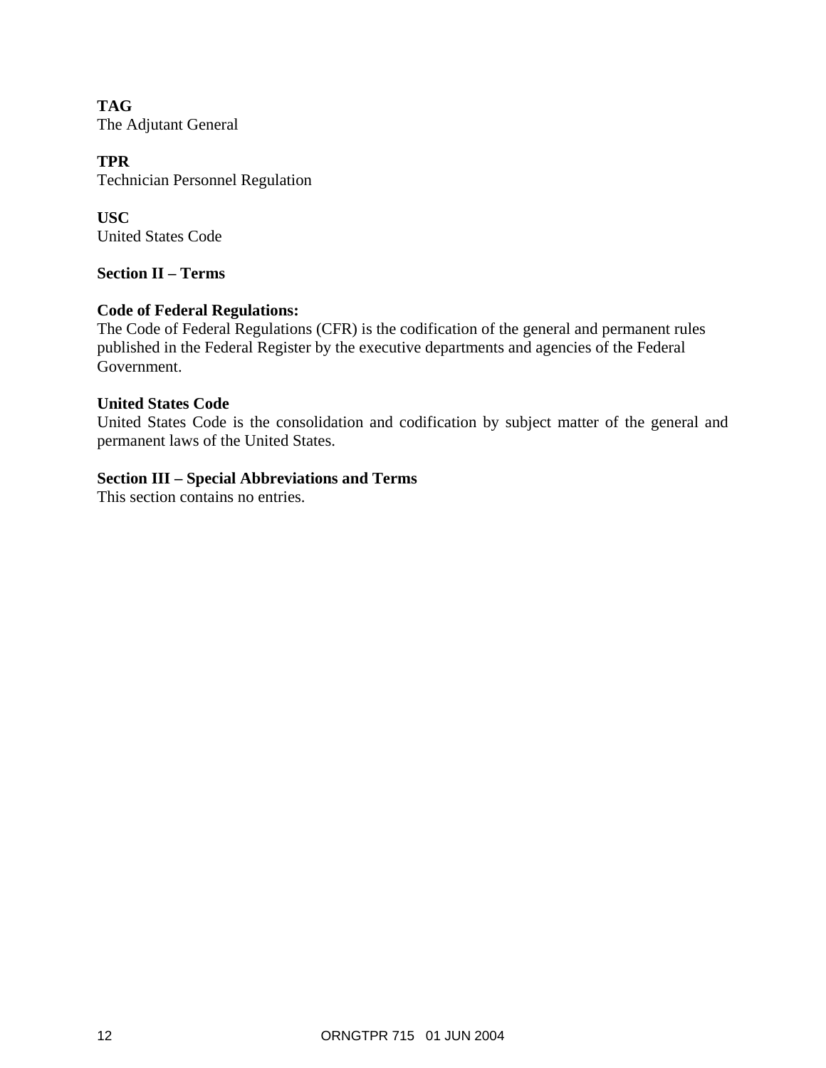**TAG**
The Adjutant General

**TPR**
Technician Personnel Regulation

**USC**
United States Code

**Section II – Terms**

**Code of Federal Regulations:**
The Code of Federal Regulations (CFR) is the codification of the general and permanent rules published in the Federal Register by the executive departments and agencies of the Federal Government.

**United States Code**
United States Code is the consolidation and codification by subject matter of the general and permanent laws of the United States.

**Section III – Special Abbreviations and Terms**
This section contains no entries.